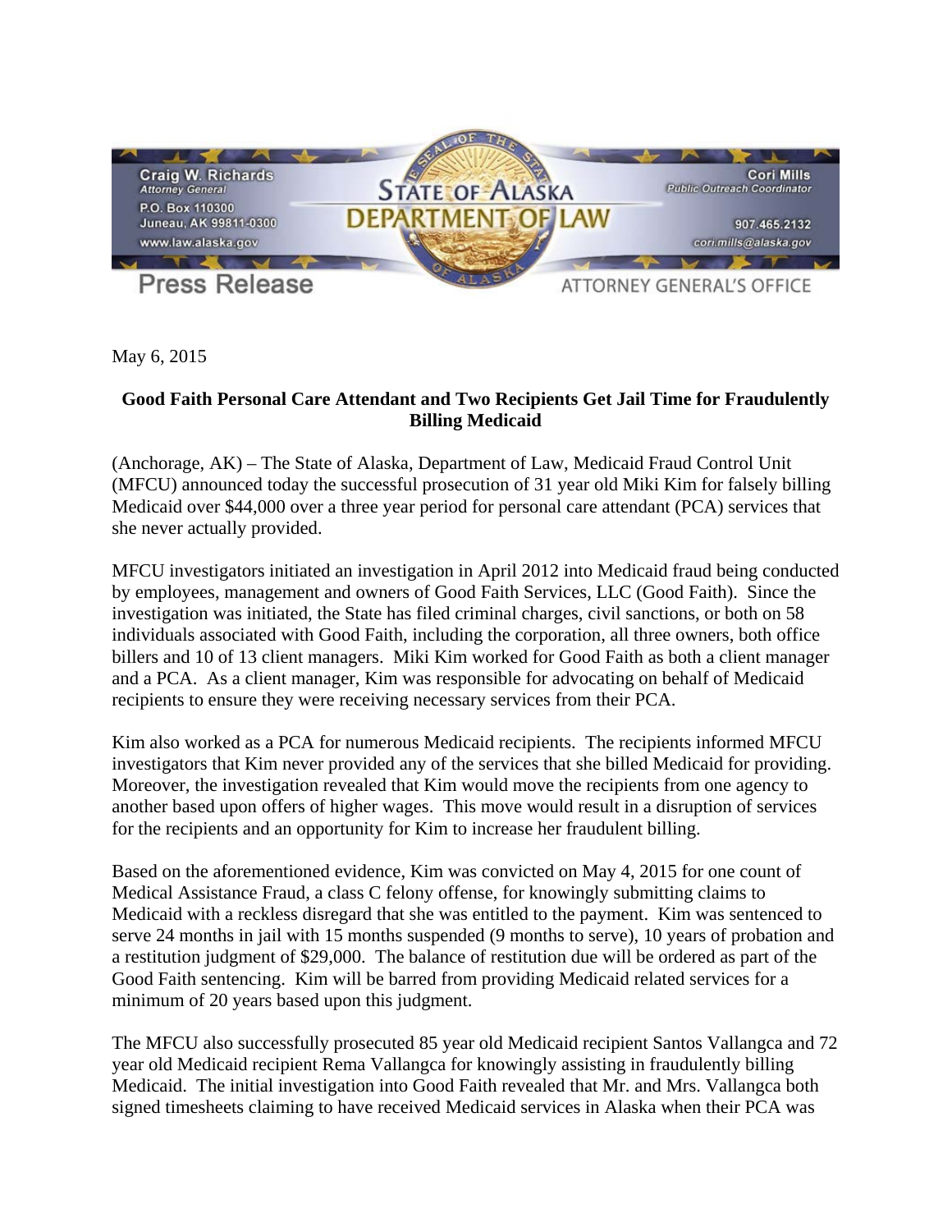Craig W. Richards
*Attorney General*
P.O. Box 110300
Juneau, AK 99811-0300
www.law.alaska.gov

**STATE OF ALASKA**
**DEPARTMENT OF LAW**

Cori Mills
*Public Outreach Coordinator*
907.465.2132
cori.mills@alaska.gov

**Press Release** — ATTORNEY GENERAL'S OFFICE

May 6, 2015

**Good Faith Personal Care Attendant and Two Recipients Get Jail Time for Fraudulently Billing Medicaid**

(Anchorage, AK) – The State of Alaska, Department of Law, Medicaid Fraud Control Unit (MFCU) announced today the successful prosecution of 31 year old Miki Kim for falsely billing Medicaid over $44,000 over a three year period for personal care attendant (PCA) services that she never actually provided.

MFCU investigators initiated an investigation in April 2012 into Medicaid fraud being conducted by employees, management and owners of Good Faith Services, LLC (Good Faith). Since the investigation was initiated, the State has filed criminal charges, civil sanctions, or both on 58 individuals associated with Good Faith, including the corporation, all three owners, both office billers and 10 of 13 client managers. Miki Kim worked for Good Faith as both a client manager and a PCA. As a client manager, Kim was responsible for advocating on behalf of Medicaid recipients to ensure they were receiving necessary services from their PCA.

Kim also worked as a PCA for numerous Medicaid recipients. The recipients informed MFCU investigators that Kim never provided any of the services that she billed Medicaid for providing. Moreover, the investigation revealed that Kim would move the recipients from one agency to another based upon offers of higher wages. This move would result in a disruption of services for the recipients and an opportunity for Kim to increase her fraudulent billing.

Based on the aforementioned evidence, Kim was convicted on May 4, 2015 for one count of Medical Assistance Fraud, a class C felony offense, for knowingly submitting claims to Medicaid with a reckless disregard that she was entitled to the payment. Kim was sentenced to serve 24 months in jail with 15 months suspended (9 months to serve), 10 years of probation and a restitution judgment of $29,000. The balance of restitution due will be ordered as part of the Good Faith sentencing. Kim will be barred from providing Medicaid related services for a minimum of 20 years based upon this judgment.

The MFCU also successfully prosecuted 85 year old Medicaid recipient Santos Vallangca and 72 year old Medicaid recipient Rema Vallangca for knowingly assisting in fraudulently billing Medicaid. The initial investigation into Good Faith revealed that Mr. and Mrs. Vallangca both signed timesheets claiming to have received Medicaid services in Alaska when their PCA was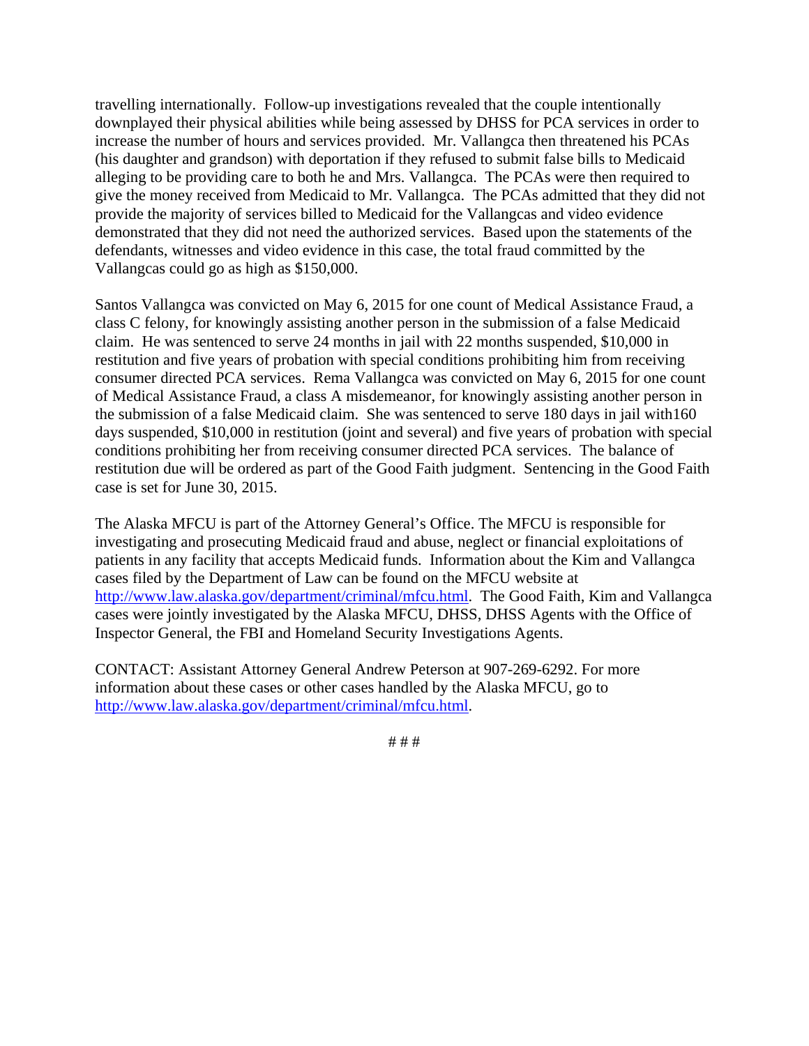travelling internationally. Follow-up investigations revealed that the couple intentionally downplayed their physical abilities while being assessed by DHSS for PCA services in order to increase the number of hours and services provided. Mr. Vallangca then threatened his PCAs (his daughter and grandson) with deportation if they refused to submit false bills to Medicaid alleging to be providing care to both he and Mrs. Vallangca. The PCAs were then required to give the money received from Medicaid to Mr. Vallangca. The PCAs admitted that they did not provide the majority of services billed to Medicaid for the Vallangcas and video evidence demonstrated that they did not need the authorized services. Based upon the statements of the defendants, witnesses and video evidence in this case, the total fraud committed by the Vallangcas could go as high as $150,000.

Santos Vallangca was convicted on May 6, 2015 for one count of Medical Assistance Fraud, a class C felony, for knowingly assisting another person in the submission of a false Medicaid claim. He was sentenced to serve 24 months in jail with 22 months suspended, $10,000 in restitution and five years of probation with special conditions prohibiting him from receiving consumer directed PCA services. Rema Vallangca was convicted on May 6, 2015 for one count of Medical Assistance Fraud, a class A misdemeanor, for knowingly assisting another person in the submission of a false Medicaid claim. She was sentenced to serve 180 days in jail with160 days suspended, $10,000 in restitution (joint and several) and five years of probation with special conditions prohibiting her from receiving consumer directed PCA services. The balance of restitution due will be ordered as part of the Good Faith judgment. Sentencing in the Good Faith case is set for June 30, 2015.

The Alaska MFCU is part of the Attorney General's Office. The MFCU is responsible for investigating and prosecuting Medicaid fraud and abuse, neglect or financial exploitations of patients in any facility that accepts Medicaid funds. Information about the Kim and Vallangca cases filed by the Department of Law can be found on the MFCU website at http://www.law.alaska.gov/department/criminal/mfcu.html. The Good Faith, Kim and Vallangca cases were jointly investigated by the Alaska MFCU, DHSS, DHSS Agents with the Office of Inspector General, the FBI and Homeland Security Investigations Agents.

CONTACT: Assistant Attorney General Andrew Peterson at 907-269-6292. For more information about these cases or other cases handled by the Alaska MFCU, go to http://www.law.alaska.gov/department/criminal/mfcu.html.

# # #